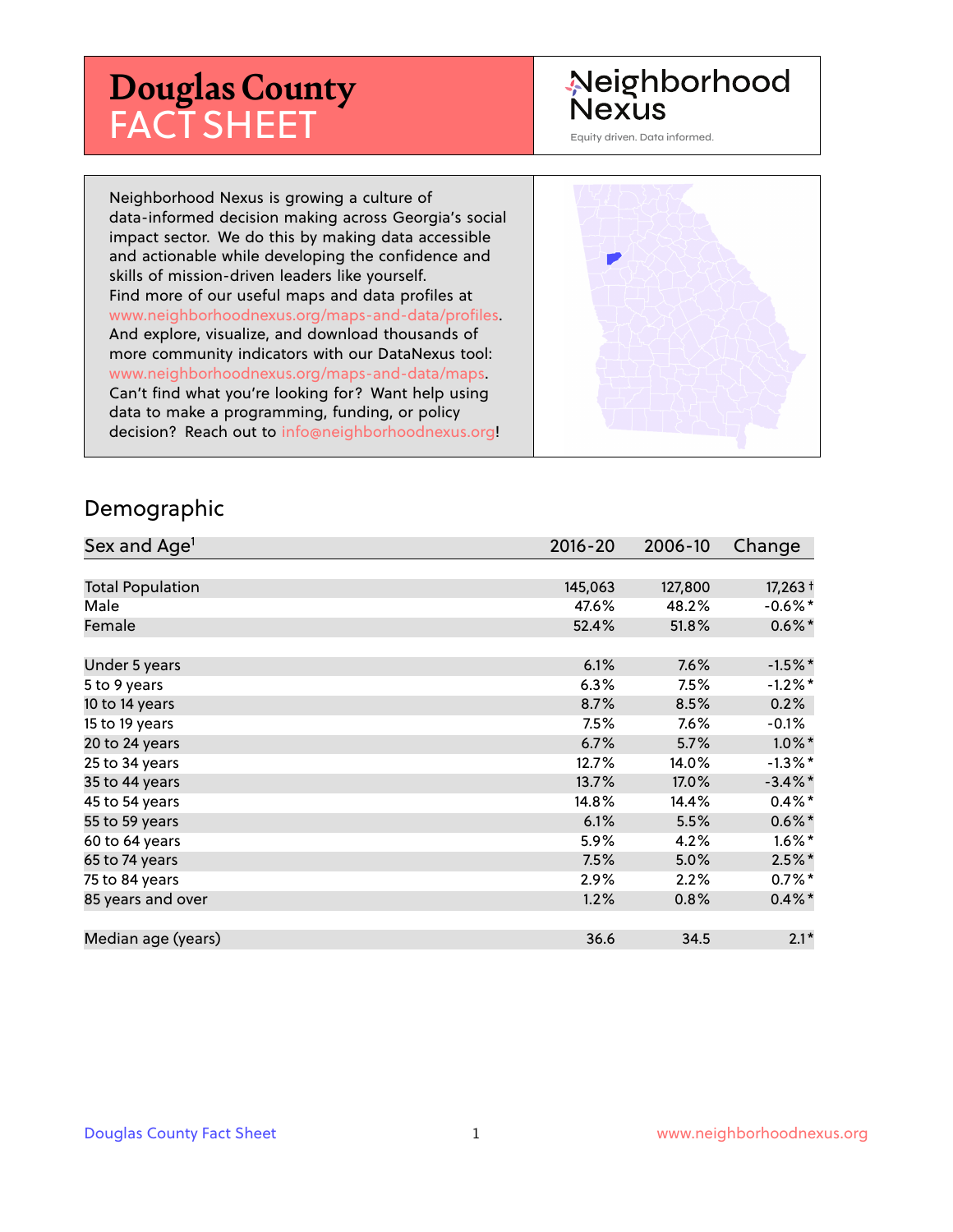# Douglas County FACT SHEET

Neighborhood Nexus

Equity driven. Data informed.

Neighborhood Nexus is growing a culture of data-informed decision making across Georgia's social impact sector. We do this by making data accessible and actionable while developing the confidence and skills of mission-driven leaders like yourself. Find more of our useful maps and data profiles at www.neighborhoodnexus.org/maps-and-data/profiles. And explore, visualize, and download thousands of more community indicators with our DataNexus tool: www.neighborhoodnexus.org/maps-and-data/maps. Can't find what you're looking for? Want help using data to make a programming, funding, or policy decision? Reach out to info@neighborhoodnexus.org!

## Demographic

| Sex and Age[1] | 2016-20 | 2006-10 | Change |
|---|---|---|---|
| Total Population | 145,063 | 127,800 | 17,263 † |
| Male | 47.6% | 48.2% | -0.6%* |
| Female | 52.4% | 51.8% | 0.6%* |
| Under 5 years | 6.1% | 7.6% | -1.5%* |
| 5 to 9 years | 6.3% | 7.5% | -1.2%* |
| 10 to 14 years | 8.7% | 8.5% | 0.2% |
| 15 to 19 years | 7.5% | 7.6% | -0.1% |
| 20 to 24 years | 6.7% | 5.7% | 1.0%* |
| 25 to 34 years | 12.7% | 14.0% | -1.3%* |
| 35 to 44 years | 13.7% | 17.0% | -3.4%* |
| 45 to 54 years | 14.8% | 14.4% | 0.4%* |
| 55 to 59 years | 6.1% | 5.5% | 0.6%* |
| 60 to 64 years | 5.9% | 4.2% | 1.6%* |
| 65 to 74 years | 7.5% | 5.0% | 2.5%* |
| 75 to 84 years | 2.9% | 2.2% | 0.7%* |
| 85 years and over | 1.2% | 0.8% | 0.4%* |
| Median age (years) | 36.6 | 34.5 | 2.1* |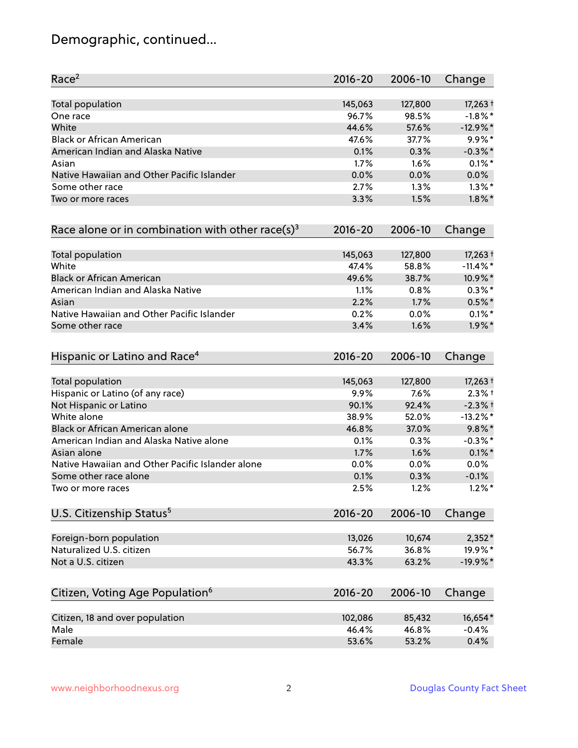# Demographic, continued...

| Race[2] | 2016-20 | 2006-10 | Change |
|---|---|---|---|
| Total population | 145,063 | 127,800 | 17,263 † |
| One race | 96.7% | 98.5% | -1.8% * |
| White | 44.6% | 57.6% | -12.9% * |
| Black or African American | 47.6% | 37.7% | 9.9% * |
| American Indian and Alaska Native | 0.1% | 0.3% | -0.3% * |
| Asian | 1.7% | 1.6% | 0.1% * |
| Native Hawaiian and Other Pacific Islander | 0.0% | 0.0% | 0.0% |
| Some other race | 2.7% | 1.3% | 1.3% * |
| Two or more races | 3.3% | 1.5% | 1.8% * |

| Race alone or in combination with other race(s)[3] | 2016-20 | 2006-10 | Change |
|---|---|---|---|
| Total population | 145,063 | 127,800 | 17,263 † |
| White | 47.4% | 58.8% | -11.4% * |
| Black or African American | 49.6% | 38.7% | 10.9% * |
| American Indian and Alaska Native | 1.1% | 0.8% | 0.3% * |
| Asian | 2.2% | 1.7% | 0.5% * |
| Native Hawaiian and Other Pacific Islander | 0.2% | 0.0% | 0.1% * |
| Some other race | 3.4% | 1.6% | 1.9% * |

| Hispanic or Latino and Race[4] | 2016-20 | 2006-10 | Change |
|---|---|---|---|
| Total population | 145,063 | 127,800 | 17,263 † |
| Hispanic or Latino (of any race) | 9.9% | 7.6% | 2.3% † |
| Not Hispanic or Latino | 90.1% | 92.4% | -2.3% † |
| White alone | 38.9% | 52.0% | -13.2% * |
| Black or African American alone | 46.8% | 37.0% | 9.8% * |
| American Indian and Alaska Native alone | 0.1% | 0.3% | -0.3% * |
| Asian alone | 1.7% | 1.6% | 0.1% * |
| Native Hawaiian and Other Pacific Islander alone | 0.0% | 0.0% | 0.0% |
| Some other race alone | 0.1% | 0.3% | -0.1% |
| Two or more races | 2.5% | 1.2% | 1.2% * |

| U.S. Citizenship Status[5] | 2016-20 | 2006-10 | Change |
|---|---|---|---|
| Foreign-born population | 13,026 | 10,674 | 2,352 * |
| Naturalized U.S. citizen | 56.7% | 36.8% | 19.9% * |
| Not a U.S. citizen | 43.3% | 63.2% | -19.9% * |

| Citizen, Voting Age Population[6] | 2016-20 | 2006-10 | Change |
|---|---|---|---|
| Citizen, 18 and over population | 102,086 | 85,432 | 16,654 * |
| Male | 46.4% | 46.8% | -0.4% |
| Female | 53.6% | 53.2% | 0.4% |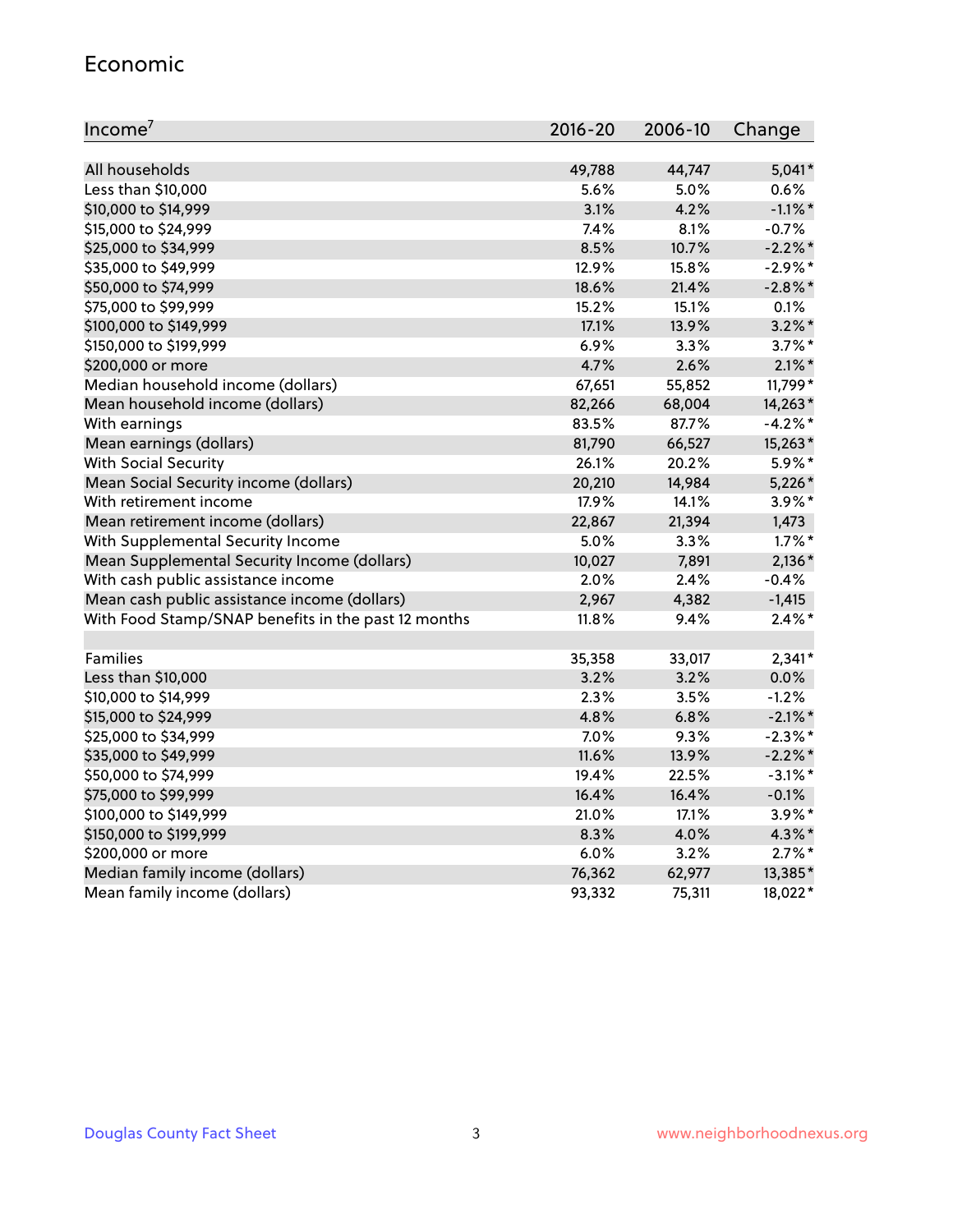## Economic

| Income[7] | 2016-20 | 2006-10 | Change |
|---|---|---|---|
| All households | 49,788 | 44,747 | 5,041* |
| Less than $10,000 | 5.6% | 5.0% | 0.6% |
| $10,000 to $14,999 | 3.1% | 4.2% | -1.1%* |
| $15,000 to $24,999 | 7.4% | 8.1% | -0.7% |
| $25,000 to $34,999 | 8.5% | 10.7% | -2.2%* |
| $35,000 to $49,999 | 12.9% | 15.8% | -2.9%* |
| $50,000 to $74,999 | 18.6% | 21.4% | -2.8%* |
| $75,000 to $99,999 | 15.2% | 15.1% | 0.1% |
| $100,000 to $149,999 | 17.1% | 13.9% | 3.2%* |
| $150,000 to $199,999 | 6.9% | 3.3% | 3.7%* |
| $200,000 or more | 4.7% | 2.6% | 2.1%* |
| Median household income (dollars) | 67,651 | 55,852 | 11,799* |
| Mean household income (dollars) | 82,266 | 68,004 | 14,263* |
| With earnings | 83.5% | 87.7% | -4.2%* |
| Mean earnings (dollars) | 81,790 | 66,527 | 15,263* |
| With Social Security | 26.1% | 20.2% | 5.9%* |
| Mean Social Security income (dollars) | 20,210 | 14,984 | 5,226* |
| With retirement income | 17.9% | 14.1% | 3.9%* |
| Mean retirement income (dollars) | 22,867 | 21,394 | 1,473 |
| With Supplemental Security Income | 5.0% | 3.3% | 1.7%* |
| Mean Supplemental Security Income (dollars) | 10,027 | 7,891 | 2,136* |
| With cash public assistance income | 2.0% | 2.4% | -0.4% |
| Mean cash public assistance income (dollars) | 2,967 | 4,382 | -1,415 |
| With Food Stamp/SNAP benefits in the past 12 months | 11.8% | 9.4% | 2.4%* |
| | | | |
| Families | 35,358 | 33,017 | 2,341* |
| Less than $10,000 | 3.2% | 3.2% | 0.0% |
| $10,000 to $14,999 | 2.3% | 3.5% | -1.2% |
| $15,000 to $24,999 | 4.8% | 6.8% | -2.1%* |
| $25,000 to $34,999 | 7.0% | 9.3% | -2.3%* |
| $35,000 to $49,999 | 11.6% | 13.9% | -2.2%* |
| $50,000 to $74,999 | 19.4% | 22.5% | -3.1%* |
| $75,000 to $99,999 | 16.4% | 16.4% | -0.1% |
| $100,000 to $149,999 | 21.0% | 17.1% | 3.9%* |
| $150,000 to $199,999 | 8.3% | 4.0% | 4.3%* |
| $200,000 or more | 6.0% | 3.2% | 2.7%* |
| Median family income (dollars) | 76,362 | 62,977 | 13,385* |
| Mean family income (dollars) | 93,332 | 75,311 | 18,022* |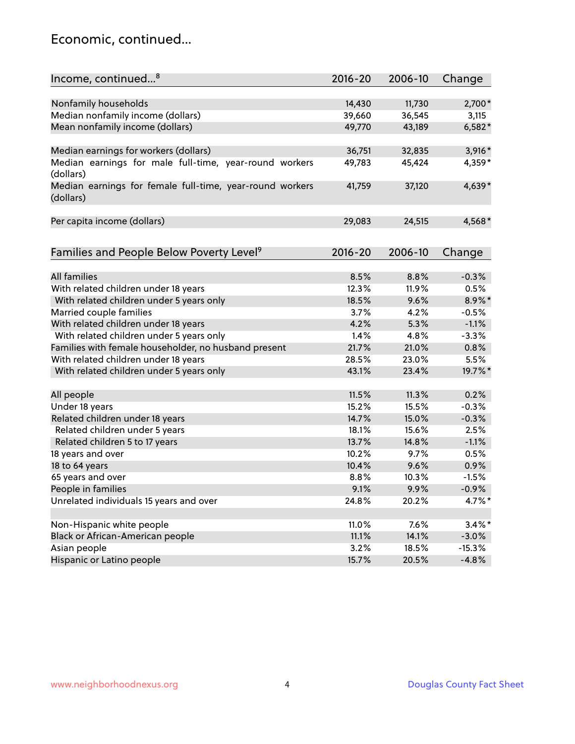## Economic, continued...

| Income, continued...[8] | 2016-20 | 2006-10 | Change |
|---|---|---|---|
| Nonfamily households | 14,430 | 11,730 | 2,700* |
| Median nonfamily income (dollars) | 39,660 | 36,545 | 3,115 |
| Mean nonfamily income (dollars) | 49,770 | 43,189 | 6,582* |
| Median earnings for workers (dollars) | 36,751 | 32,835 | 3,916* |
| Median earnings for male full-time, year-round workers (dollars) | 49,783 | 45,424 | 4,359* |
| Median earnings for female full-time, year-round workers (dollars) | 41,759 | 37,120 | 4,639* |
| Per capita income (dollars) | 29,083 | 24,515 | 4,568* |

| Families and People Below Poverty Level[9] | 2016-20 | 2006-10 | Change |
|---|---|---|---|
| All families | 8.5% | 8.8% | -0.3% |
| With related children under 18 years | 12.3% | 11.9% | 0.5% |
| With related children under 5 years only | 18.5% | 9.6% | 8.9%* |
| Married couple families | 3.7% | 4.2% | -0.5% |
| With related children under 18 years | 4.2% | 5.3% | -1.1% |
| With related children under 5 years only | 1.4% | 4.8% | -3.3% |
| Families with female householder, no husband present | 21.7% | 21.0% | 0.8% |
| With related children under 18 years | 28.5% | 23.0% | 5.5% |
| With related children under 5 years only | 43.1% | 23.4% | 19.7%* |
| All people | 11.5% | 11.3% | 0.2% |
| Under 18 years | 15.2% | 15.5% | -0.3% |
| Related children under 18 years | 14.7% | 15.0% | -0.3% |
| Related children under 5 years | 18.1% | 15.6% | 2.5% |
| Related children 5 to 17 years | 13.7% | 14.8% | -1.1% |
| 18 years and over | 10.2% | 9.7% | 0.5% |
| 18 to 64 years | 10.4% | 9.6% | 0.9% |
| 65 years and over | 8.8% | 10.3% | -1.5% |
| People in families | 9.1% | 9.9% | -0.9% |
| Unrelated individuals 15 years and over | 24.8% | 20.2% | 4.7%* |
| Non-Hispanic white people | 11.0% | 7.6% | 3.4%* |
| Black or African-American people | 11.1% | 14.1% | -3.0% |
| Asian people | 3.2% | 18.5% | -15.3% |
| Hispanic or Latino people | 15.7% | 20.5% | -4.8% |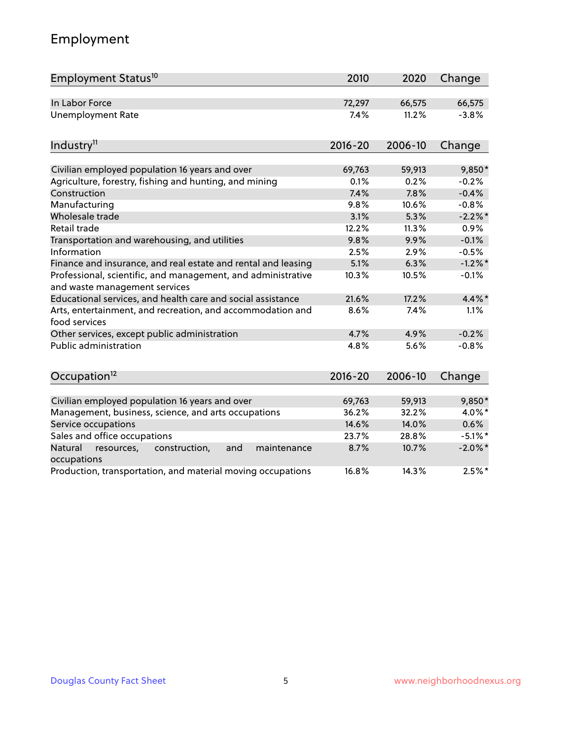# Employment

| Employment Status[10] | 2010 | 2020 | Change |
|---|---|---|---|
| In Labor Force | 72,297 | 66,575 | 66,575 |
| Unemployment Rate | 7.4% | 11.2% | -3.8% |

| Industry[11] | 2016-20 | 2006-10 | Change |
|---|---|---|---|
| Civilian employed population 16 years and over | 69,763 | 59,913 | 9,850* |
| Agriculture, forestry, fishing and hunting, and mining | 0.1% | 0.2% | -0.2% |
| Construction | 7.4% | 7.8% | -0.4% |
| Manufacturing | 9.8% | 10.6% | -0.8% |
| Wholesale trade | 3.1% | 5.3% | -2.2%* |
| Retail trade | 12.2% | 11.3% | 0.9% |
| Transportation and warehousing, and utilities | 9.8% | 9.9% | -0.1% |
| Information | 2.5% | 2.9% | -0.5% |
| Finance and insurance, and real estate and rental and leasing | 5.1% | 6.3% | -1.2%* |
| Professional, scientific, and management, and administrative and waste management services | 10.3% | 10.5% | -0.1% |
| Educational services, and health care and social assistance | 21.6% | 17.2% | 4.4%* |
| Arts, entertainment, and recreation, and accommodation and food services | 8.6% | 7.4% | 1.1% |
| Other services, except public administration | 4.7% | 4.9% | -0.2% |
| Public administration | 4.8% | 5.6% | -0.8% |

| Occupation[12] | 2016-20 | 2006-10 | Change |
|---|---|---|---|
| Civilian employed population 16 years and over | 69,763 | 59,913 | 9,850* |
| Management, business, science, and arts occupations | 36.2% | 32.2% | 4.0%* |
| Service occupations | 14.6% | 14.0% | 0.6% |
| Sales and office occupations | 23.7% | 28.8% | -5.1%* |
| Natural resources, construction, and maintenance occupations | 8.7% | 10.7% | -2.0%* |
| Production, transportation, and material moving occupations | 16.8% | 14.3% | 2.5%* |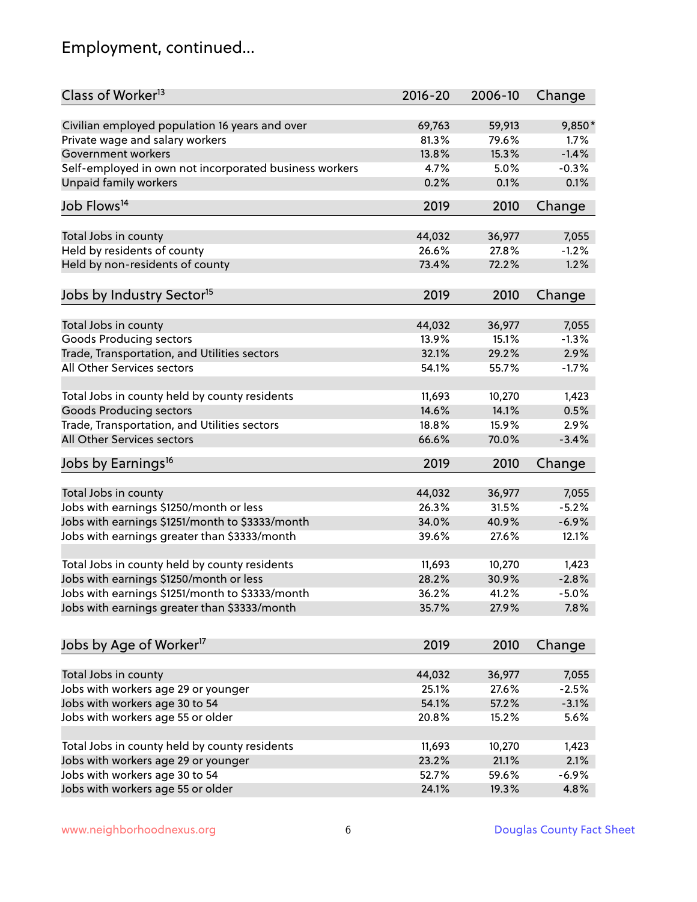## Employment, continued...

| Class of Worker[13] | 2016-20 | 2006-10 | Change |
|---|---|---|---|
| Civilian employed population 16 years and over | 69,763 | 59,913 | 9,850* |
| Private wage and salary workers | 81.3% | 79.6% | 1.7% |
| Government workers | 13.8% | 15.3% | -1.4% |
| Self-employed in own not incorporated business workers | 4.7% | 5.0% | -0.3% |
| Unpaid family workers | 0.2% | 0.1% | 0.1% |

| Job Flows[14] | 2019 | 2010 | Change |
|---|---|---|---|
| Total Jobs in county | 44,032 | 36,977 | 7,055 |
| Held by residents of county | 26.6% | 27.8% | -1.2% |
| Held by non-residents of county | 73.4% | 72.2% | 1.2% |

| Jobs by Industry Sector[15] | 2019 | 2010 | Change |
|---|---|---|---|
| Total Jobs in county | 44,032 | 36,977 | 7,055 |
| Goods Producing sectors | 13.9% | 15.1% | -1.3% |
| Trade, Transportation, and Utilities sectors | 32.1% | 29.2% | 2.9% |
| All Other Services sectors | 54.1% | 55.7% | -1.7% |
| | | | |
| Total Jobs in county held by county residents | 11,693 | 10,270 | 1,423 |
| Goods Producing sectors | 14.6% | 14.1% | 0.5% |
| Trade, Transportation, and Utilities sectors | 18.8% | 15.9% | 2.9% |
| All Other Services sectors | 66.6% | 70.0% | -3.4% |

| Jobs by Earnings[16] | 2019 | 2010 | Change |
|---|---|---|---|
| Total Jobs in county | 44,032 | 36,977 | 7,055 |
| Jobs with earnings $1250/month or less | 26.3% | 31.5% | -5.2% |
| Jobs with earnings $1251/month to $3333/month | 34.0% | 40.9% | -6.9% |
| Jobs with earnings greater than $3333/month | 39.6% | 27.6% | 12.1% |
| | | | |
| Total Jobs in county held by county residents | 11,693 | 10,270 | 1,423 |
| Jobs with earnings $1250/month or less | 28.2% | 30.9% | -2.8% |
| Jobs with earnings $1251/month to $3333/month | 36.2% | 41.2% | -5.0% |
| Jobs with earnings greater than $3333/month | 35.7% | 27.9% | 7.8% |

| Jobs by Age of Worker[17] | 2019 | 2010 | Change |
|---|---|---|---|
| Total Jobs in county | 44,032 | 36,977 | 7,055 |
| Jobs with workers age 29 or younger | 25.1% | 27.6% | -2.5% |
| Jobs with workers age 30 to 54 | 54.1% | 57.2% | -3.1% |
| Jobs with workers age 55 or older | 20.8% | 15.2% | 5.6% |
| | | | |
| Total Jobs in county held by county residents | 11,693 | 10,270 | 1,423 |
| Jobs with workers age 29 or younger | 23.2% | 21.1% | 2.1% |
| Jobs with workers age 30 to 54 | 52.7% | 59.6% | -6.9% |
| Jobs with workers age 55 or older | 24.1% | 19.3% | 4.8% |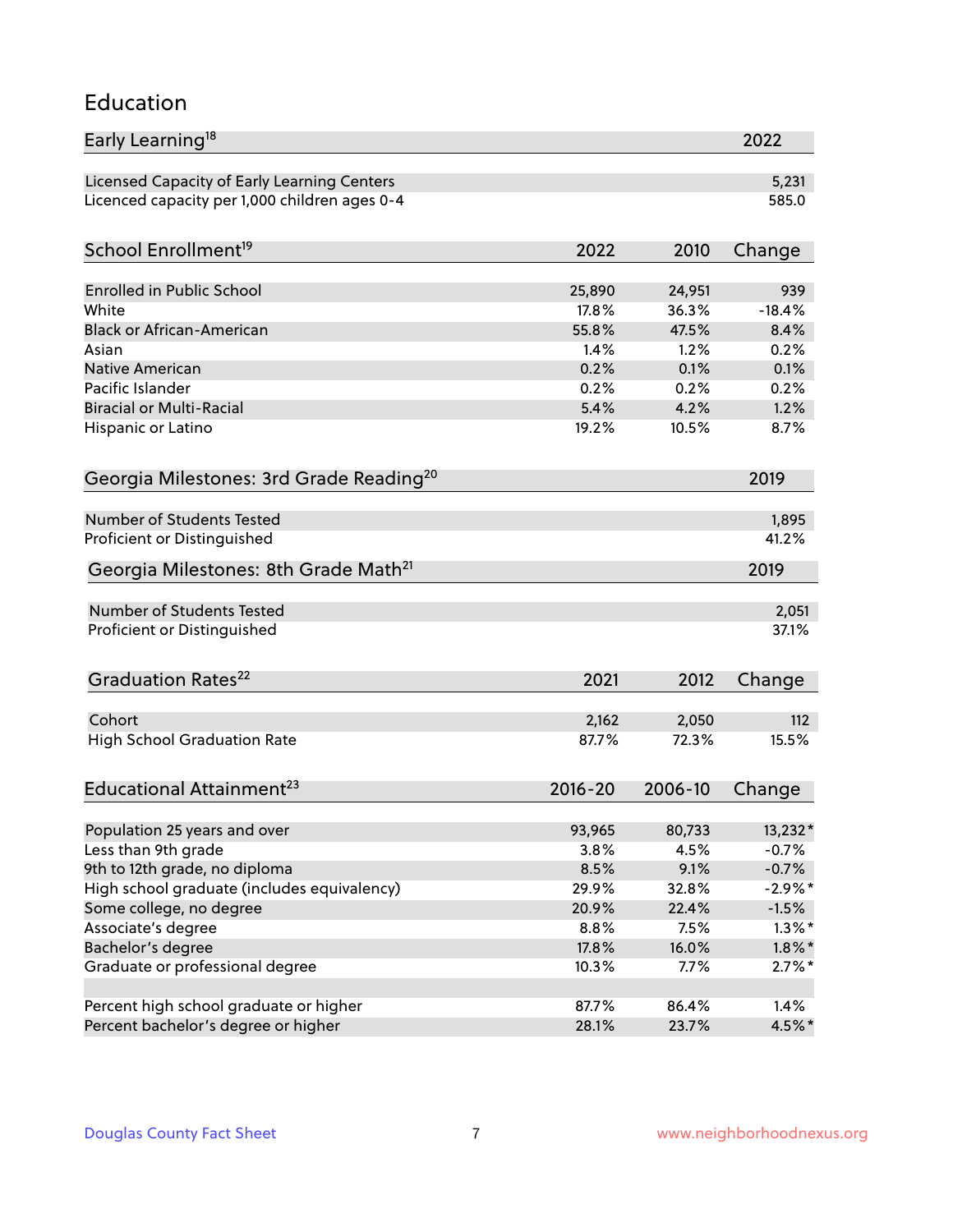## Education

| Early Learning[18] | 2022 |
|---|---|
| Licensed Capacity of Early Learning Centers | 5,231 |
| Licenced capacity per 1,000 children ages 0-4 | 585.0 |

| School Enrollment[19] | 2022 | 2010 | Change |
|---|---|---|---|
| Enrolled in Public School | 25,890 | 24,951 | 939 |
| White | 17.8% | 36.3% | -18.4% |
| Black or African-American | 55.8% | 47.5% | 8.4% |
| Asian | 1.4% | 1.2% | 0.2% |
| Native American | 0.2% | 0.1% | 0.1% |
| Pacific Islander | 0.2% | 0.2% | 0.2% |
| Biracial or Multi-Racial | 5.4% | 4.2% | 1.2% |
| Hispanic or Latino | 19.2% | 10.5% | 8.7% |

| Georgia Milestones: 3rd Grade Reading[20] | 2019 |
|---|---|
| Number of Students Tested | 1,895 |
| Proficient or Distinguished | 41.2% |

| Georgia Milestones: 8th Grade Math[21] | 2019 |
|---|---|
| Number of Students Tested | 2,051 |
| Proficient or Distinguished | 37.1% |

| Graduation Rates[22] | 2021 | 2012 | Change |
|---|---|---|---|
| Cohort | 2,162 | 2,050 | 112 |
| High School Graduation Rate | 87.7% | 72.3% | 15.5% |

| Educational Attainment[23] | 2016-20 | 2006-10 | Change |
|---|---|---|---|
| Population 25 years and over | 93,965 | 80,733 | 13,232* |
| Less than 9th grade | 3.8% | 4.5% | -0.7% |
| 9th to 12th grade, no diploma | 8.5% | 9.1% | -0.7% |
| High school graduate (includes equivalency) | 29.9% | 32.8% | -2.9%* |
| Some college, no degree | 20.9% | 22.4% | -1.5% |
| Associate's degree | 8.8% | 7.5% | 1.3%* |
| Bachelor's degree | 17.8% | 16.0% | 1.8%* |
| Graduate or professional degree | 10.3% | 7.7% | 2.7%* |
| | | | |
| Percent high school graduate or higher | 87.7% | 86.4% | 1.4% |
| Percent bachelor's degree or higher | 28.1% | 23.7% | 4.5%* |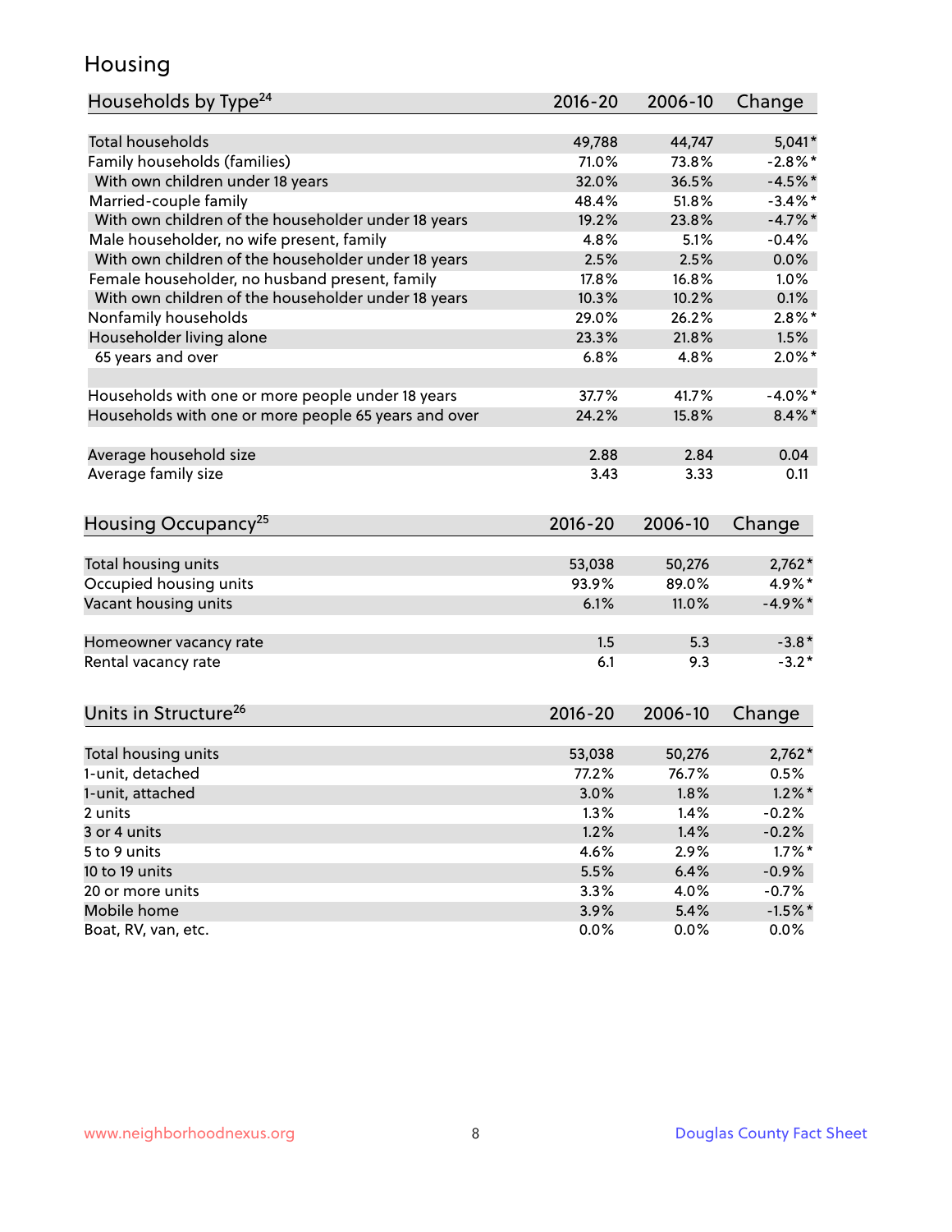# Housing

| Households by Type[24] | 2016-20 | 2006-10 | Change |
|---|---|---|---|
| Total households | 49,788 | 44,747 | 5,041* |
| Family households (families) | 71.0% | 73.8% | -2.8%* |
| With own children under 18 years | 32.0% | 36.5% | -4.5%* |
| Married-couple family | 48.4% | 51.8% | -3.4%* |
| With own children of the householder under 18 years | 19.2% | 23.8% | -4.7%* |
| Male householder, no wife present, family | 4.8% | 5.1% | -0.4% |
| With own children of the householder under 18 years | 2.5% | 2.5% | 0.0% |
| Female householder, no husband present, family | 17.8% | 16.8% | 1.0% |
| With own children of the householder under 18 years | 10.3% | 10.2% | 0.1% |
| Nonfamily households | 29.0% | 26.2% | 2.8%* |
| Householder living alone | 23.3% | 21.8% | 1.5% |
| 65 years and over | 6.8% | 4.8% | 2.0%* |
| Households with one or more people under 18 years | 37.7% | 41.7% | -4.0%* |
| Households with one or more people 65 years and over | 24.2% | 15.8% | 8.4%* |
| Average household size | 2.88 | 2.84 | 0.04 |
| Average family size | 3.43 | 3.33 | 0.11 |

| Housing Occupancy[25] | 2016-20 | 2006-10 | Change |
|---|---|---|---|
| Total housing units | 53,038 | 50,276 | 2,762* |
| Occupied housing units | 93.9% | 89.0% | 4.9%* |
| Vacant housing units | 6.1% | 11.0% | -4.9%* |
| Homeowner vacancy rate | 1.5 | 5.3 | -3.8* |
| Rental vacancy rate | 6.1 | 9.3 | -3.2* |

| Units in Structure[26] | 2016-20 | 2006-10 | Change |
|---|---|---|---|
| Total housing units | 53,038 | 50,276 | 2,762* |
| 1-unit, detached | 77.2% | 76.7% | 0.5% |
| 1-unit, attached | 3.0% | 1.8% | 1.2%* |
| 2 units | 1.3% | 1.4% | -0.2% |
| 3 or 4 units | 1.2% | 1.4% | -0.2% |
| 5 to 9 units | 4.6% | 2.9% | 1.7%* |
| 10 to 19 units | 5.5% | 6.4% | -0.9% |
| 20 or more units | 3.3% | 4.0% | -0.7% |
| Mobile home | 3.9% | 5.4% | -1.5%* |
| Boat, RV, van, etc. | 0.0% | 0.0% | 0.0% |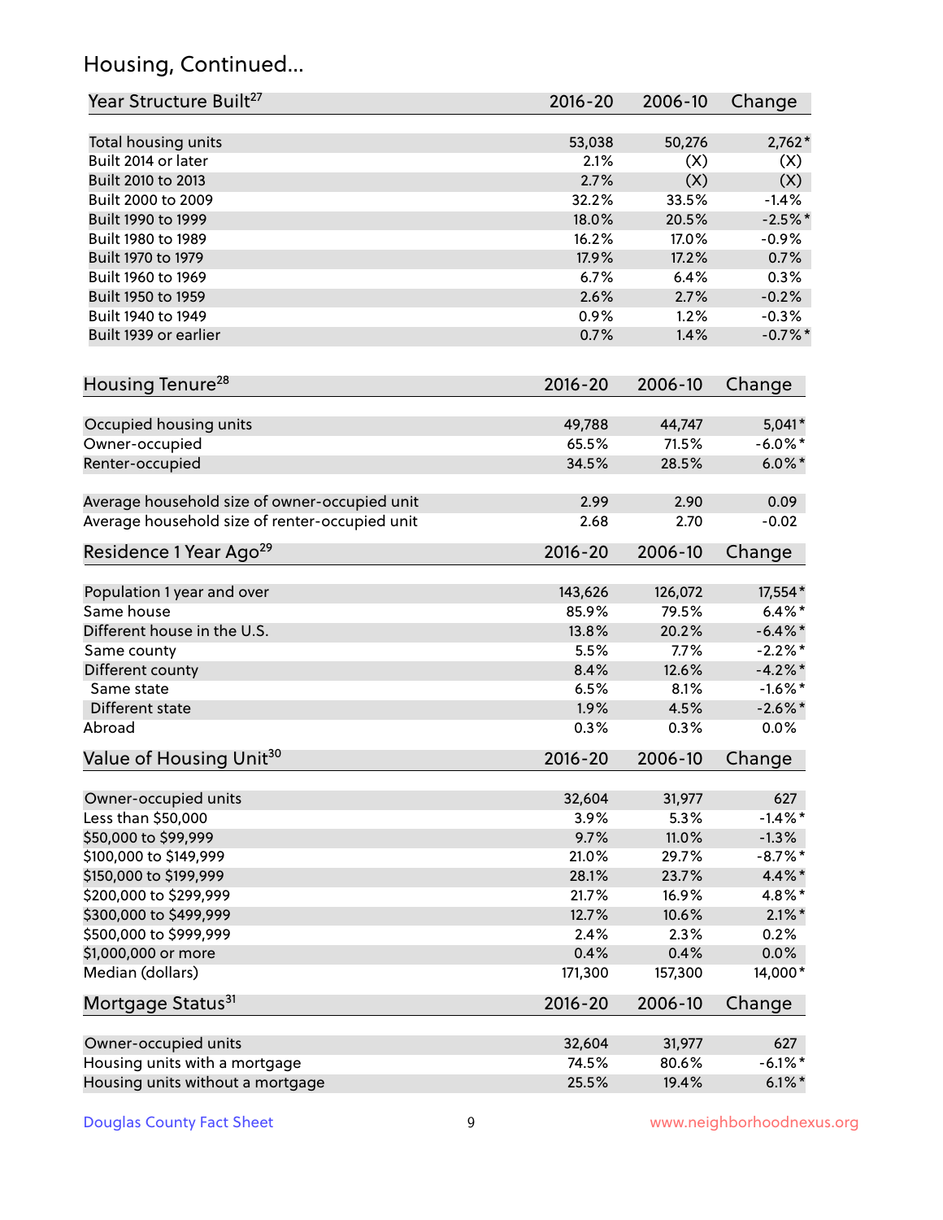## Housing, Continued...

| Year Structure Built[27] | 2016-20 | 2006-10 | Change |
|---|---|---|---|
| Total housing units | 53,038 | 50,276 | 2,762* |
| Built 2014 or later | 2.1% | (X) | (X) |
| Built 2010 to 2013 | 2.7% | (X) | (X) |
| Built 2000 to 2009 | 32.2% | 33.5% | -1.4% |
| Built 1990 to 1999 | 18.0% | 20.5% | -2.5%* |
| Built 1980 to 1989 | 16.2% | 17.0% | -0.9% |
| Built 1970 to 1979 | 17.9% | 17.2% | 0.7% |
| Built 1960 to 1969 | 6.7% | 6.4% | 0.3% |
| Built 1950 to 1959 | 2.6% | 2.7% | -0.2% |
| Built 1940 to 1949 | 0.9% | 1.2% | -0.3% |
| Built 1939 or earlier | 0.7% | 1.4% | -0.7%* |

| Housing Tenure[28] | 2016-20 | 2006-10 | Change |
|---|---|---|---|
| Occupied housing units | 49,788 | 44,747 | 5,041* |
| Owner-occupied | 65.5% | 71.5% | -6.0%* |
| Renter-occupied | 34.5% | 28.5% | 6.0%* |
| Average household size of owner-occupied unit | 2.99 | 2.90 | 0.09 |
| Average household size of renter-occupied unit | 2.68 | 2.70 | -0.02 |

| Residence 1 Year Ago[29] | 2016-20 | 2006-10 | Change |
|---|---|---|---|
| Population 1 year and over | 143,626 | 126,072 | 17,554* |
| Same house | 85.9% | 79.5% | 6.4%* |
| Different house in the U.S. | 13.8% | 20.2% | -6.4%* |
| Same county | 5.5% | 7.7% | -2.2%* |
| Different county | 8.4% | 12.6% | -4.2%* |
| Same state | 6.5% | 8.1% | -1.6%* |
| Different state | 1.9% | 4.5% | -2.6%* |
| Abroad | 0.3% | 0.3% | 0.0% |

| Value of Housing Unit[30] | 2016-20 | 2006-10 | Change |
|---|---|---|---|
| Owner-occupied units | 32,604 | 31,977 | 627 |
| Less than $50,000 | 3.9% | 5.3% | -1.4%* |
| $50,000 to $99,999 | 9.7% | 11.0% | -1.3% |
| $100,000 to $149,999 | 21.0% | 29.7% | -8.7%* |
| $150,000 to $199,999 | 28.1% | 23.7% | 4.4%* |
| $200,000 to $299,999 | 21.7% | 16.9% | 4.8%* |
| $300,000 to $499,999 | 12.7% | 10.6% | 2.1%* |
| $500,000 to $999,999 | 2.4% | 2.3% | 0.2% |
| $1,000,000 or more | 0.4% | 0.4% | 0.0% |
| Median (dollars) | 171,300 | 157,300 | 14,000* |

| Mortgage Status[31] | 2016-20 | 2006-10 | Change |
|---|---|---|---|
| Owner-occupied units | 32,604 | 31,977 | 627 |
| Housing units with a mortgage | 74.5% | 80.6% | -6.1%* |
| Housing units without a mortgage | 25.5% | 19.4% | 6.1%* |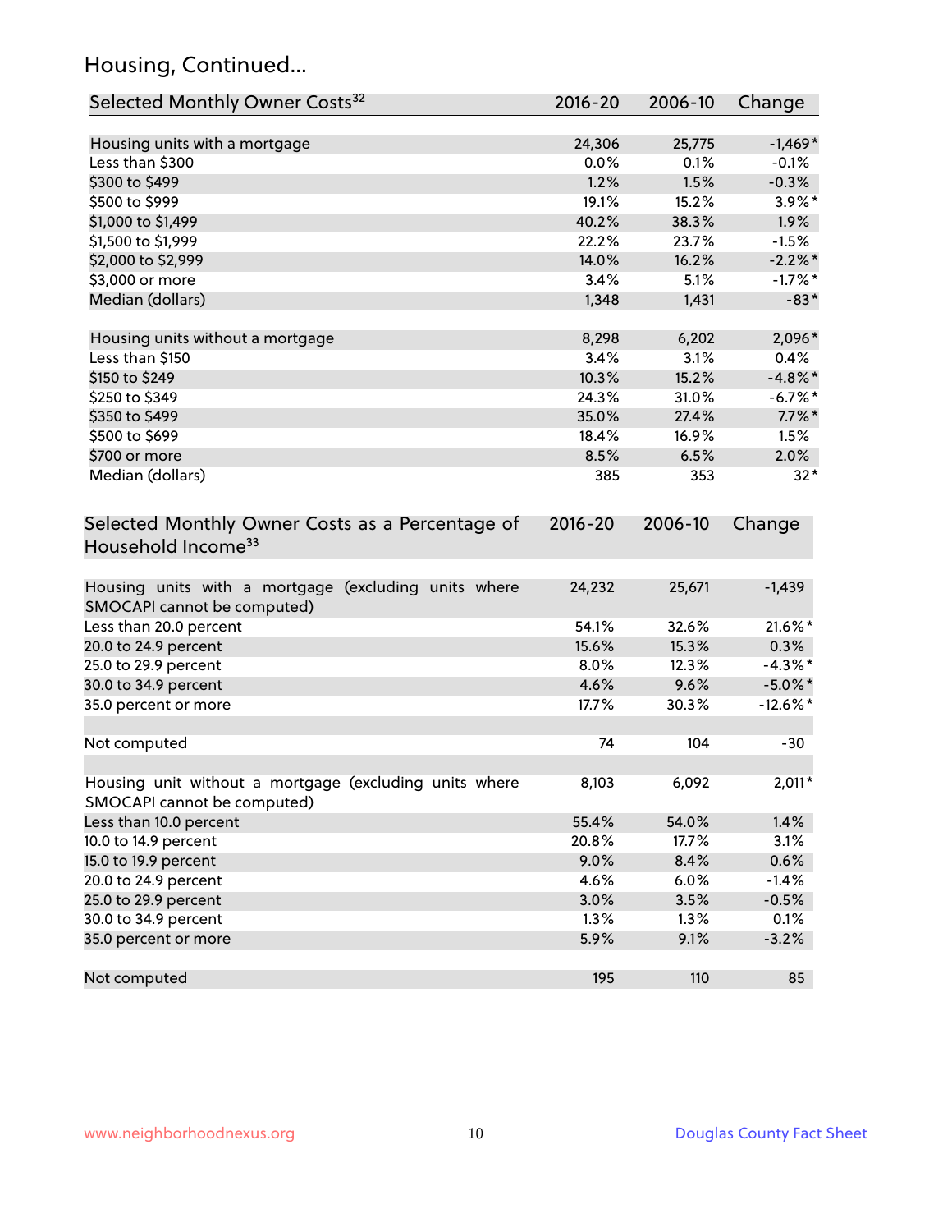## Housing, Continued...

| Selected Monthly Owner Costs[32] | 2016-20 | 2006-10 | Change |
|---|---|---|---|
| Housing units with a mortgage | 24,306 | 25,775 | -1,469* |
| Less than $300 | 0.0% | 0.1% | -0.1% |
| $300 to $499 | 1.2% | 1.5% | -0.3% |
| $500 to $999 | 19.1% | 15.2% | 3.9%* |
| $1,000 to $1,499 | 40.2% | 38.3% | 1.9% |
| $1,500 to $1,999 | 22.2% | 23.7% | -1.5% |
| $2,000 to $2,999 | 14.0% | 16.2% | -2.2%* |
| $3,000 or more | 3.4% | 5.1% | -1.7%* |
| Median (dollars) | 1,348 | 1,431 | -83* |
| | | | |
| Housing units without a mortgage | 8,298 | 6,202 | 2,096* |
| Less than $150 | 3.4% | 3.1% | 0.4% |
| $150 to $249 | 10.3% | 15.2% | -4.8%* |
| $250 to $349 | 24.3% | 31.0% | -6.7%* |
| $350 to $499 | 35.0% | 27.4% | 7.7%* |
| $500 to $699 | 18.4% | 16.9% | 1.5% |
| $700 or more | 8.5% | 6.5% | 2.0% |
| Median (dollars) | 385 | 353 | 32* |

| Selected Monthly Owner Costs as a Percentage of Household Income[33] | 2016-20 | 2006-10 | Change |
|---|---|---|---|
| Housing units with a mortgage (excluding units where SMOCAPI cannot be computed) | 24,232 | 25,671 | -1,439 |
| Less than 20.0 percent | 54.1% | 32.6% | 21.6%* |
| 20.0 to 24.9 percent | 15.6% | 15.3% | 0.3% |
| 25.0 to 29.9 percent | 8.0% | 12.3% | -4.3%* |
| 30.0 to 34.9 percent | 4.6% | 9.6% | -5.0%* |
| 35.0 percent or more | 17.7% | 30.3% | -12.6%* |
| | | | |
| Not computed | 74 | 104 | -30 |
| | | | |
| Housing unit without a mortgage (excluding units where SMOCAPI cannot be computed) | 8,103 | 6,092 | 2,011* |
| Less than 10.0 percent | 55.4% | 54.0% | 1.4% |
| 10.0 to 14.9 percent | 20.8% | 17.7% | 3.1% |
| 15.0 to 19.9 percent | 9.0% | 8.4% | 0.6% |
| 20.0 to 24.9 percent | 4.6% | 6.0% | -1.4% |
| 25.0 to 29.9 percent | 3.0% | 3.5% | -0.5% |
| 30.0 to 34.9 percent | 1.3% | 1.3% | 0.1% |
| 35.0 percent or more | 5.9% | 9.1% | -3.2% |
| | | | |
| Not computed | 195 | 110 | 85 |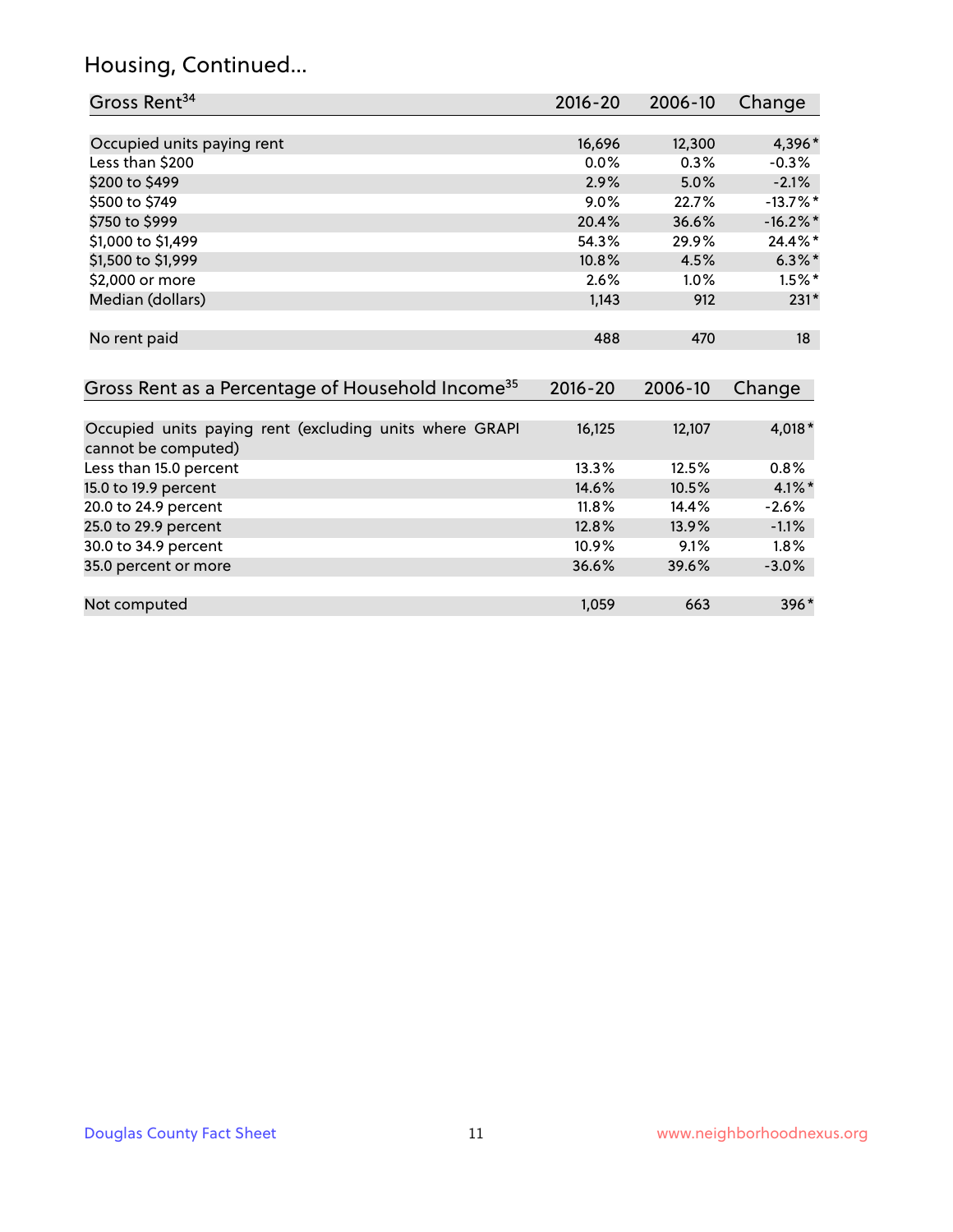## Housing, Continued...

| Gross Rent[34] | 2016-20 | 2006-10 | Change |
|---|---|---|---|
| Occupied units paying rent | 16,696 | 12,300 | 4,396* |
| Less than $200 | 0.0% | 0.3% | -0.3% |
| $200 to $499 | 2.9% | 5.0% | -2.1% |
| $500 to $749 | 9.0% | 22.7% | -13.7%* |
| $750 to $999 | 20.4% | 36.6% | -16.2%* |
| $1,000 to $1,499 | 54.3% | 29.9% | 24.4%* |
| $1,500 to $1,999 | 10.8% | 4.5% | 6.3%* |
| $2,000 or more | 2.6% | 1.0% | 1.5%* |
| Median (dollars) | 1,143 | 912 | 231* |
| No rent paid | 488 | 470 | 18 |

| Gross Rent as a Percentage of Household Income[35] | 2016-20 | 2006-10 | Change |
|---|---|---|---|
| Occupied units paying rent (excluding units where GRAPI cannot be computed) | 16,125 | 12,107 | 4,018* |
| Less than 15.0 percent | 13.3% | 12.5% | 0.8% |
| 15.0 to 19.9 percent | 14.6% | 10.5% | 4.1%* |
| 20.0 to 24.9 percent | 11.8% | 14.4% | -2.6% |
| 25.0 to 29.9 percent | 12.8% | 13.9% | -1.1% |
| 30.0 to 34.9 percent | 10.9% | 9.1% | 1.8% |
| 35.0 percent or more | 36.6% | 39.6% | -3.0% |
| Not computed | 1,059 | 663 | 396* |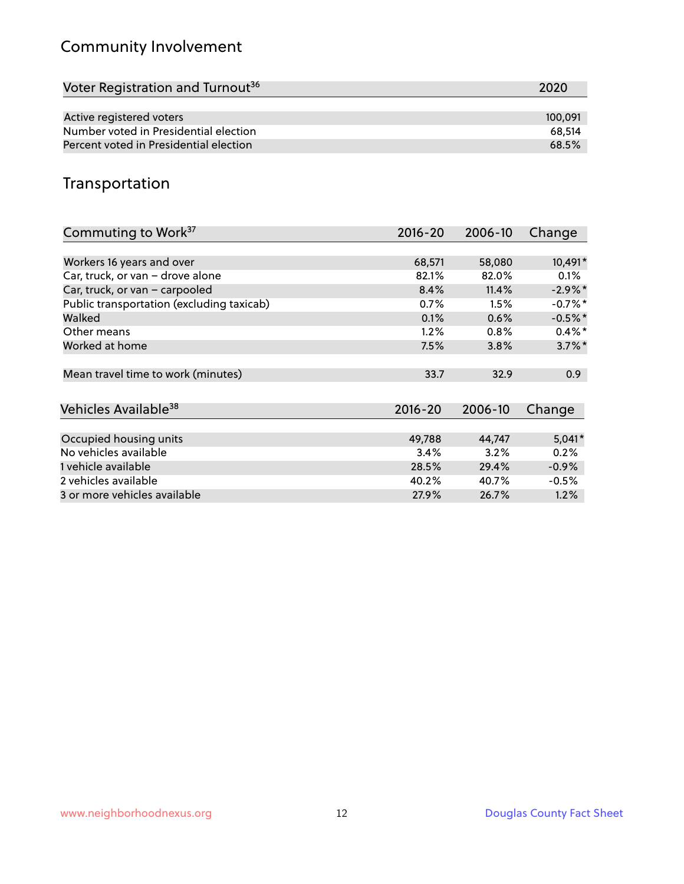## Community Involvement

| Voter Registration and Turnout[36] | 2020 |
|---|---|
| Active registered voters | 100,091 |
| Number voted in Presidential election | 68,514 |
| Percent voted in Presidential election | 68.5% |

## Transportation

| Commuting to Work[37] | 2016-20 | 2006-10 | Change |
|---|---|---|---|
| Workers 16 years and over | 68,571 | 58,080 | 10,491* |
| Car, truck, or van – drove alone | 82.1% | 82.0% | 0.1% |
| Car, truck, or van – carpooled | 8.4% | 11.4% | -2.9%* |
| Public transportation (excluding taxicab) | 0.7% | 1.5% | -0.7%* |
| Walked | 0.1% | 0.6% | -0.5%* |
| Other means | 1.2% | 0.8% | 0.4%* |
| Worked at home | 7.5% | 3.8% | 3.7%* |
| Mean travel time to work (minutes) | 33.7 | 32.9 | 0.9 |

| Vehicles Available[38] | 2016-20 | 2006-10 | Change |
|---|---|---|---|
| Occupied housing units | 49,788 | 44,747 | 5,041* |
| No vehicles available | 3.4% | 3.2% | 0.2% |
| 1 vehicle available | 28.5% | 29.4% | -0.9% |
| 2 vehicles available | 40.2% | 40.7% | -0.5% |
| 3 or more vehicles available | 27.9% | 26.7% | 1.2% |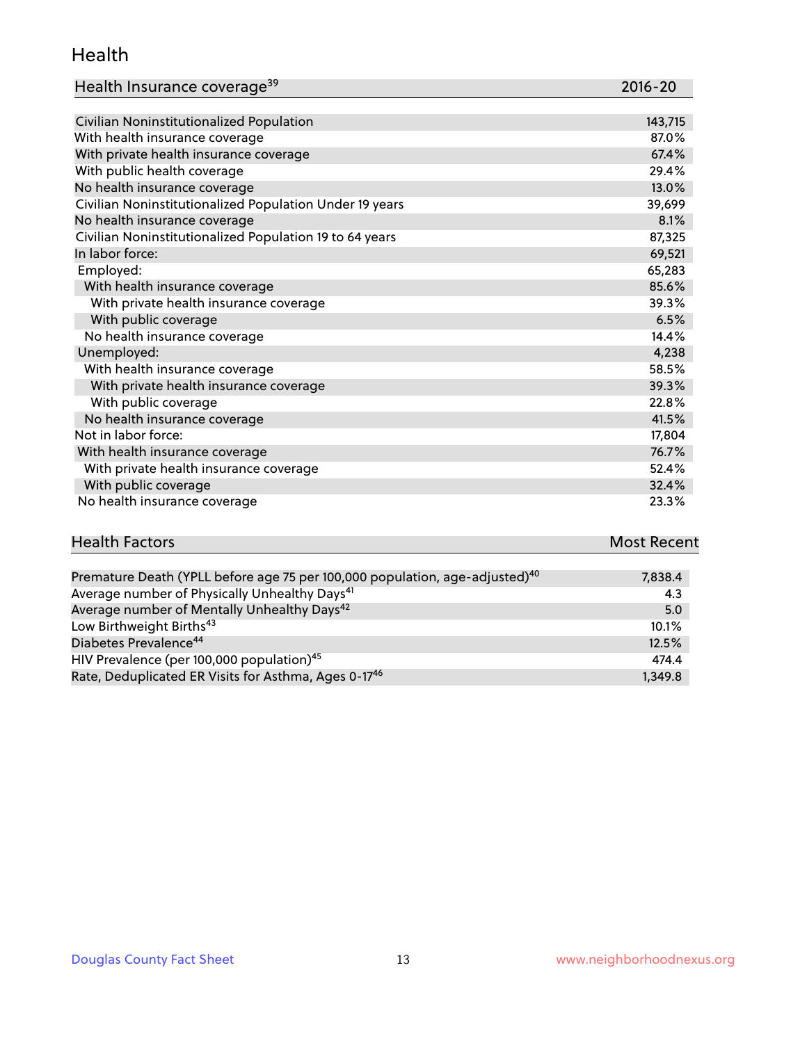## Health

| Health Insurance coverage[39] | 2016-20 |
| --- | --- |
| Civilian Noninstitutionalized Population | 143,715 |
| With health insurance coverage | 87.0% |
| With private health insurance coverage | 67.4% |
| With public health coverage | 29.4% |
| No health insurance coverage | 13.0% |
| Civilian Noninstitutionalized Population Under 19 years | 39,699 |
| No health insurance coverage | 8.1% |
| Civilian Noninstitutionalized Population 19 to 64 years | 87,325 |
| In labor force: | 69,521 |
| Employed: | 65,283 |
| With health insurance coverage | 85.6% |
| With private health insurance coverage | 39.3% |
| With public coverage | 6.5% |
| No health insurance coverage | 14.4% |
| Unemployed: | 4,238 |
| With health insurance coverage | 58.5% |
| With private health insurance coverage | 39.3% |
| With public coverage | 22.8% |
| No health insurance coverage | 41.5% |
| Not in labor force: | 17,804 |
| With health insurance coverage | 76.7% |
| With private health insurance coverage | 52.4% |
| With public coverage | 32.4% |
| No health insurance coverage | 23.3% |

| Health Factors | Most Recent |
| --- | --- |
| Premature Death (YPLL before age 75 per 100,000 population, age-adjusted)[40] | 7,838.4 |
| Average number of Physically Unhealthy Days[41] | 4.3 |
| Average number of Mentally Unhealthy Days[42] | 5.0 |
| Low Birthweight Births[43] | 10.1% |
| Diabetes Prevalence[44] | 12.5% |
| HIV Prevalence (per 100,000 population)[45] | 474.4 |
| Rate, Deduplicated ER Visits for Asthma, Ages 0-17[46] | 1,349.8 |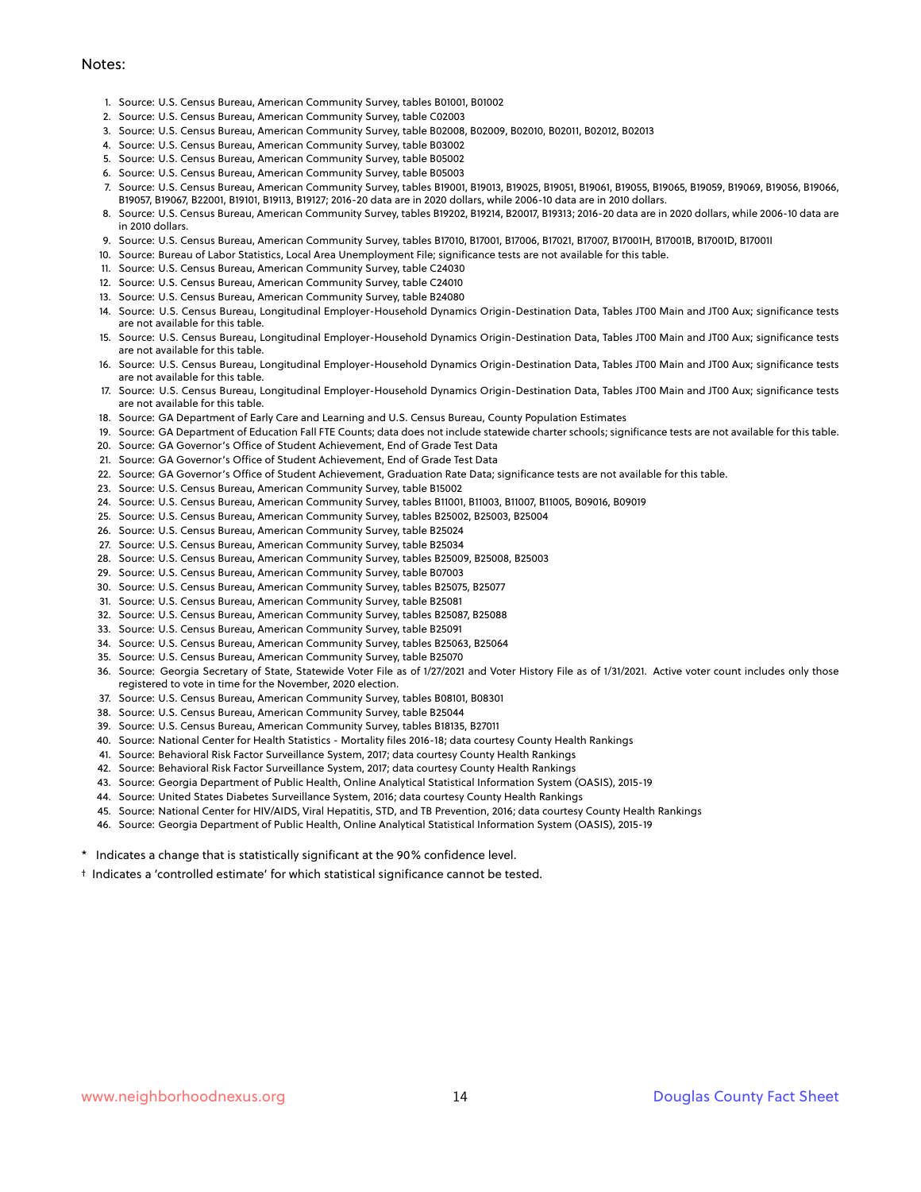Notes:

1. Source: U.S. Census Bureau, American Community Survey, tables B01001, B01002
2. Source: U.S. Census Bureau, American Community Survey, table C02003
3. Source: U.S. Census Bureau, American Community Survey, table B02008, B02009, B02010, B02011, B02012, B02013
4. Source: U.S. Census Bureau, American Community Survey, table B03002
5. Source: U.S. Census Bureau, American Community Survey, table B05002
6. Source: U.S. Census Bureau, American Community Survey, table B05003
7. Source: U.S. Census Bureau, American Community Survey, tables B19001, B19013, B19025, B19051, B19061, B19055, B19065, B19059, B19069, B19056, B19066, B19057, B19067, B22001, B19101, B19113, B19127; 2016-20 data are in 2020 dollars, while 2006-10 data are in 2010 dollars.
8. Source: U.S. Census Bureau, American Community Survey, tables B19202, B19214, B20017, B19313; 2016-20 data are in 2020 dollars, while 2006-10 data are in 2010 dollars.
9. Source: U.S. Census Bureau, American Community Survey, tables B17010, B17001, B17006, B17021, B17007, B17001H, B17001B, B17001D, B17001I
10. Source: Bureau of Labor Statistics, Local Area Unemployment File; significance tests are not available for this table.
11. Source: U.S. Census Bureau, American Community Survey, table C24030
12. Source: U.S. Census Bureau, American Community Survey, table C24010
13. Source: U.S. Census Bureau, American Community Survey, table B24080
14. Source: U.S. Census Bureau, Longitudinal Employer-Household Dynamics Origin-Destination Data, Tables JT00 Main and JT00 Aux; significance tests are not available for this table.
15. Source: U.S. Census Bureau, Longitudinal Employer-Household Dynamics Origin-Destination Data, Tables JT00 Main and JT00 Aux; significance tests are not available for this table.
16. Source: U.S. Census Bureau, Longitudinal Employer-Household Dynamics Origin-Destination Data, Tables JT00 Main and JT00 Aux; significance tests are not available for this table.
17. Source: U.S. Census Bureau, Longitudinal Employer-Household Dynamics Origin-Destination Data, Tables JT00 Main and JT00 Aux; significance tests are not available for this table.
18. Source: GA Department of Early Care and Learning and U.S. Census Bureau, County Population Estimates
19. Source: GA Department of Education Fall FTE Counts; data does not include statewide charter schools; significance tests are not available for this table.
20. Source: GA Governor's Office of Student Achievement, End of Grade Test Data
21. Source: GA Governor's Office of Student Achievement, End of Grade Test Data
22. Source: GA Governor's Office of Student Achievement, Graduation Rate Data; significance tests are not available for this table.
23. Source: U.S. Census Bureau, American Community Survey, table B15002
24. Source: U.S. Census Bureau, American Community Survey, tables B11001, B11003, B11007, B11005, B09016, B09019
25. Source: U.S. Census Bureau, American Community Survey, tables B25002, B25003, B25004
26. Source: U.S. Census Bureau, American Community Survey, table B25024
27. Source: U.S. Census Bureau, American Community Survey, table B25034
28. Source: U.S. Census Bureau, American Community Survey, tables B25009, B25008, B25003
29. Source: U.S. Census Bureau, American Community Survey, table B07003
30. Source: U.S. Census Bureau, American Community Survey, tables B25075, B25077
31. Source: U.S. Census Bureau, American Community Survey, table B25081
32. Source: U.S. Census Bureau, American Community Survey, tables B25087, B25088
33. Source: U.S. Census Bureau, American Community Survey, table B25091
34. Source: U.S. Census Bureau, American Community Survey, tables B25063, B25064
35. Source: U.S. Census Bureau, American Community Survey, table B25070
36. Source: Georgia Secretary of State, Statewide Voter File as of 1/27/2021 and Voter History File as of 1/31/2021. Active voter count includes only those registered to vote in time for the November, 2020 election.
37. Source: U.S. Census Bureau, American Community Survey, tables B08101, B08301
38. Source: U.S. Census Bureau, American Community Survey, table B25044
39. Source: U.S. Census Bureau, American Community Survey, tables B18135, B27011
40. Source: National Center for Health Statistics - Mortality files 2016-18; data courtesy County Health Rankings
41. Source: Behavioral Risk Factor Surveillance System, 2017; data courtesy County Health Rankings
42. Source: Behavioral Risk Factor Surveillance System, 2017; data courtesy County Health Rankings
43. Source: Georgia Department of Public Health, Online Analytical Statistical Information System (OASIS), 2015-19
44. Source: United States Diabetes Surveillance System, 2016; data courtesy County Health Rankings
45. Source: National Center for HIV/AIDS, Viral Hepatitis, STD, and TB Prevention, 2016; data courtesy County Health Rankings
46. Source: Georgia Department of Public Health, Online Analytical Statistical Information System (OASIS), 2015-19

\* Indicates a change that is statistically significant at the 90% confidence level.

† Indicates a 'controlled estimate' for which statistical significance cannot be tested.